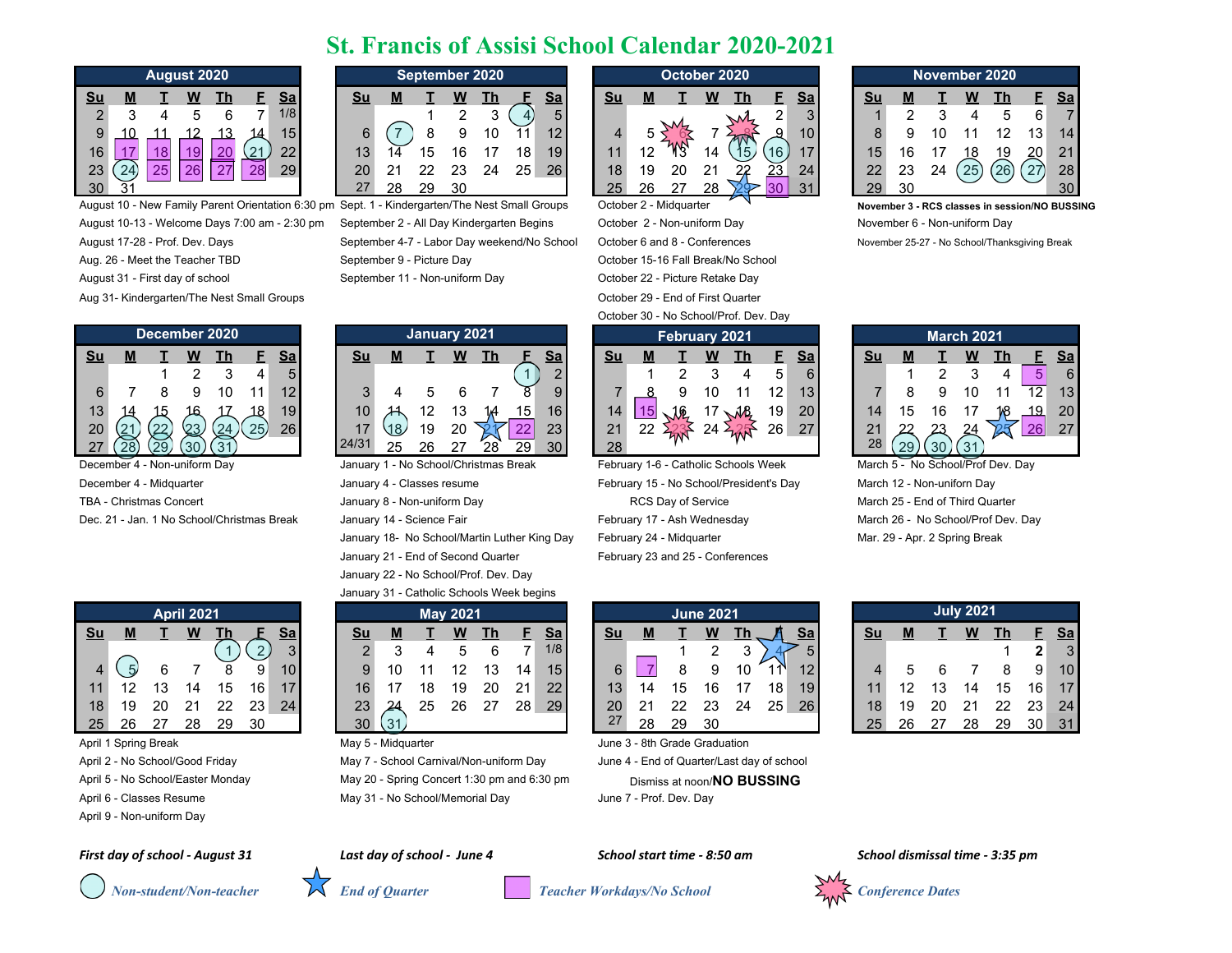# St. Francis of Assisi School Calendar 2020-2021

## August 2020

| Su | M | T | W | Th | F | Sa |
|---|---|---|---|---|---|---|
| 2 | 3 | 4 | 5 | 6 | 7 | 1/8 |
| 9 | 10 | 11 | 12 | 13 | 14 | 15 |
| 16 | 17 | 18 | 19 | 20 | 21 | 22 |
| 23 | 24 | 25 | 26 | 27 | 28 | 29 |
| 30 | 31 | | | | | |

- August 10 - New Family Parent Orientation 6:30 pm
- August 10-13 - Welcome Days 7:00 am - 2:30 pm
- August 17-28 - Prof. Dev. Days
- Aug. 26 - Meet the Teacher TBD
- August 31 - First day of school
- Aug 31- Kindergarten/The Nest Small Groups

## September 2020

| Su | M | T | W | Th | F | Sa |
|---|---|---|---|---|---|---|
| | | 1 | 2 | 3 | 4 | 5 |
| 6 | 7 | 8 | 9 | 10 | 11 | 12 |
| 13 | 14 | 15 | 16 | 17 | 18 | 19 |
| 20 | 21 | 22 | 23 | 24 | 25 | 26 |
| 27 | 28 | 29 | 30 | | | |

- Sept. 1 - Kindergarten/The Nest Small Groups
- September 2 - All Day Kindergarten Begins
- September 4-7 - Labor Day weekend/No School
- September 9 - Picture Day
- September 11 - Non-uniform Day

## October 2020

| Su | M | T | W | Th | F | Sa |
|---|---|---|---|---|---|---|
| | | | | 1 | 2 | 3 |
| 4 | 5 | 6 | 7 | 8 | 9 | 10 |
| 11 | 12 | 13 | 14 | 15 | 16 | 17 |
| 18 | 19 | 20 | 21 | 22 | 23 | 24 |
| 25 | 26 | 27 | 28 | 29 | 30 | 31 |

- October 2 - Midquarter
- October 2 - Non-uniform Day
- October 6 and 8 - Conferences
- October 15-16 Fall Break/No School
- October 22 - Picture Retake Day
- October 29 - End of First Quarter
- October 30 - No School/Prof. Dev. Day

## November 2020

| Su | M | T | W | Th | F | Sa |
|---|---|---|---|---|---|---|
| 1 | 2 | 3 | 4 | 5 | 6 | 7 |
| 8 | 9 | 10 | 11 | 12 | 13 | 14 |
| 15 | 16 | 17 | 18 | 19 | 20 | 21 |
| 22 | 23 | 24 | 25 | 26 | 27 | 28 |
| 29 | 30 | | | | | |

- **November 3 - RCS classes in session/NO BUSSING**
- November 6 - Non-uniform Day
- November 25-27 - No School/Thanksgiving Break

## December 2020

| Su | M | T | W | Th | F | Sa |
|---|---|---|---|---|---|---|
| | | 1 | 2 | 3 | 4 | 5 |
| 6 | 7 | 8 | 9 | 10 | 11 | 12 |
| 13 | 14 | 15 | 16 | 17 | 18 | 19 |
| 20 | 21 | 22 | 23 | 24 | 25 | 26 |
| 27 | 28 | 29 | 30 | 31 | | |

- December 4 - Non-uniform Day
- December 4 - Midquarter
- TBA - Christmas Concert
- Dec. 21 - Jan. 1 No School/Christmas Break

## January 2021

| Su | M | T | W | Th | F | Sa |
|---|---|---|---|---|---|---|
| | | | | | 1 | 2 |
| 3 | 4 | 5 | 6 | 7 | 8 | 9 |
| 10 | 11 | 12 | 13 | 14 | 15 | 16 |
| 17 | 18 | 19 | 20 | 21 | 22 | 23 |
| 24/31 | 25 | 26 | 27 | 28 | 29 | 30 |

- January 1 - No School/Christmas Break
- January 4 - Classes resume
- January 8 - Non-uniform Day
- January 14 - Science Fair
- January 18- No School/Martin Luther King Day
- January 21 - End of Second Quarter
- January 22 - No School/Prof. Dev. Day
- January 31 - Catholic Schools Week begins

## February 2021

| Su | M | T | W | Th | F | Sa |
|---|---|---|---|---|---|---|
| | 1 | 2 | 3 | 4 | 5 | 6 |
| 7 | 8 | 9 | 10 | 11 | 12 | 13 |
| 14 | 15 | 16 | 17 | 18 | 19 | 20 |
| 21 | 22 | 23 | 24 | 25 | 26 | 27 |
| 28 | | | | | | |

- February 1-6 - Catholic Schools Week
- February 15 - No School/President's Day
  - RCS Day of Service
- February 17 - Ash Wednesday
- February 24 - Midquarter
- February 23 and 25 - Conferences

## March 2021

| Su | M | T | W | Th | F | Sa |
|---|---|---|---|---|---|---|
| | 1 | 2 | 3 | 4 | 5 | 6 |
| 7 | 8 | 9 | 10 | 11 | 12 | 13 |
| 14 | 15 | 16 | 17 | 18 | 19 | 20 |
| 21 | 22 | 23 | 24 | 25 | 26 | 27 |
| 28 | 29 | 30 | 31 | | | |

- March 5 - No School/Prof Dev. Day
- March 12 - Non-uniforn Day
- March 25 - End of Third Quarter
- March 26 - No School/Prof Dev. Day
- Mar. 29 - Apr. 2 Spring Break

## April 2021

| Su | M | T | W | Th | F | Sa |
|---|---|---|---|---|---|---|
| | | | | 1 | 2 | 3 |
| 4 | 5 | 6 | 7 | 8 | 9 | 10 |
| 11 | 12 | 13 | 14 | 15 | 16 | 17 |
| 18 | 19 | 20 | 21 | 22 | 23 | 24 |
| 25 | 26 | 27 | 28 | 29 | 30 | |

- April 1 Spring Break
- April 2 - No School/Good Friday
- April 5 - No School/Easter Monday
- April 6 - Classes Resume
- April 9 - Non-uniform Day

## May 2021

| Su | M | T | W | Th | F | Sa |
|---|---|---|---|---|---|---|
| 2 | 3 | 4 | 5 | 6 | 7 | 1/8 |
| 9 | 10 | 11 | 12 | 13 | 14 | 15 |
| 16 | 17 | 18 | 19 | 20 | 21 | 22 |
| 23 | 24 | 25 | 26 | 27 | 28 | 29 |
| 30 | 31 | | | | | |

- May 5 - Midquarter
- May 7 - School Carnival/Non-uniform Day
- May 20 - Spring Concert 1:30 pm and 6:30 pm
- May 31 - No School/Memorial Day

## June 2021

| Su | M | T | W | Th | F | Sa |
|---|---|---|---|---|---|---|
| | | 1 | 2 | 3 | 4 | 5 |
| 6 | 7 | 8 | 9 | 10 | 11 | 12 |
| 13 | 14 | 15 | 16 | 17 | 18 | 19 |
| 20 | 21 | 22 | 23 | 24 | 25 | 26 |
| 27 | 28 | 29 | 30 | | | |

- June 3 - 8th Grade Graduation
- June 4 - End of Quarter/Last day of school
  - Dismiss at noon/**NO BUSSING**
- June 7 - Prof. Dev. Day

## July 2021

| Su | M | T | W | Th | F | Sa |
|---|---|---|---|---|---|---|
| | | | | 1 | **2** | 3 |
| 4 | 5 | 6 | 7 | 8 | 9 | 10 |
| 11 | 12 | 13 | 14 | 15 | 16 | 17 |
| 18 | 19 | 20 | 21 | 22 | 23 | 24 |
| 25 | 26 | 27 | 28 | 29 | 30 | 31 |

***First day of school - August 31***

***Last day of school - June 4***

***School start time - 8:50 am***

***School dismissal time - 3:35 pm***

**Legend:**

- *Non-student/Non-teacher* (circle)
- *End of Quarter* (star)
- *Teacher Workdays/No School* (shaded box)
- *Conference Dates* (burst)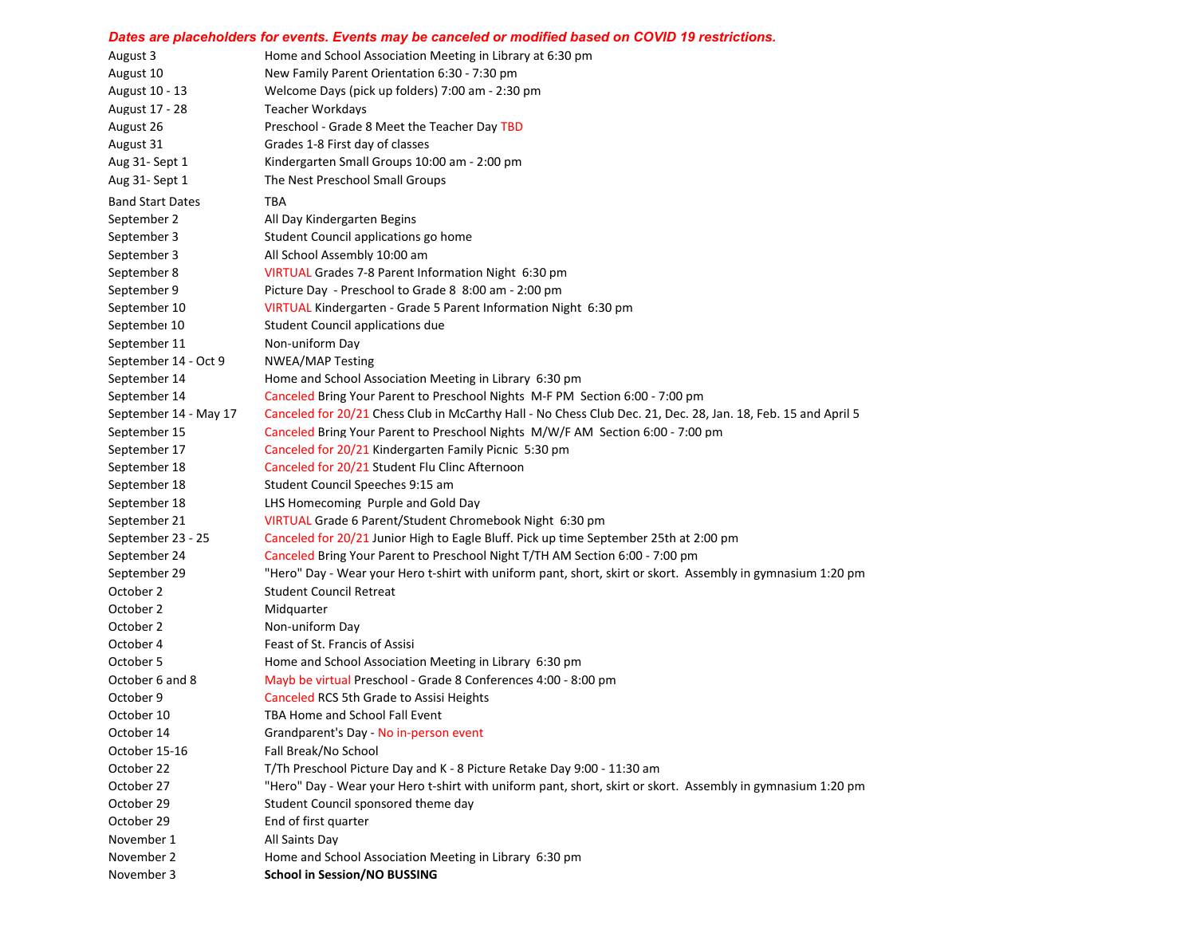***Dates are placeholders for events. Events may be canceled or modified based on COVID 19 restrictions.***

| | |
|---|---|
| August 3 | Home and School Association Meeting in Library at 6:30 pm |
| August 10 | New Family Parent Orientation 6:30 - 7:30 pm |
| August 10 - 13 | Welcome Days (pick up folders) 7:00 am - 2:30 pm |
| August 17 - 28 | Teacher Workdays |
| August 26 | Preschool - Grade 8 Meet the Teacher Day TBD |
| August 31 | Grades 1-8 First day of classes |
| Aug 31- Sept 1 | Kindergarten Small Groups 10:00 am - 2:00 pm |
| Aug 31- Sept 1 | The Nest Preschool Small Groups |
| Band Start Dates | TBA |
| September 2 | All Day Kindergarten Begins |
| September 3 | Student Council applications go home |
| September 3 | All School Assembly 10:00 am |
| September 8 | VIRTUAL Grades 7-8 Parent Information Night 6:30 pm |
| September 9 | Picture Day - Preschool to Grade 8 8:00 am - 2:00 pm |
| September 10 | VIRTUAL Kindergarten - Grade 5 Parent Information Night 6:30 pm |
| September 10 | Student Council applications due |
| September 11 | Non-uniform Day |
| September 14 - Oct 9 | NWEA/MAP Testing |
| September 14 | Home and School Association Meeting in Library 6:30 pm |
| September 14 | Canceled Bring Your Parent to Preschool Nights M-F PM Section 6:00 - 7:00 pm |
| September 14 - May 17 | Canceled for 20/21 Chess Club in McCarthy Hall - No Chess Club Dec. 21, Dec. 28, Jan. 18, Feb. 15 and April 5 |
| September 15 | Canceled Bring Your Parent to Preschool Nights M/W/F AM Section 6:00 - 7:00 pm |
| September 17 | Canceled for 20/21 Kindergarten Family Picnic 5:30 pm |
| September 18 | Canceled for 20/21 Student Flu Clinc Afternoon |
| September 18 | Student Council Speeches 9:15 am |
| September 18 | LHS Homecoming Purple and Gold Day |
| September 21 | VIRTUAL Grade 6 Parent/Student Chromebook Night 6:30 pm |
| September 23 - 25 | Canceled for 20/21 Junior High to Eagle Bluff. Pick up time September 25th at 2:00 pm |
| September 24 | Canceled Bring Your Parent to Preschool Night T/TH AM Section 6:00 - 7:00 pm |
| September 29 | "Hero" Day - Wear your Hero t-shirt with uniform pant, short, skirt or skort. Assembly in gymnasium 1:20 pm |
| October 2 | Student Council Retreat |
| October 2 | Midquarter |
| October 2 | Non-uniform Day |
| October 4 | Feast of St. Francis of Assisi |
| October 5 | Home and School Association Meeting in Library 6:30 pm |
| October 6 and 8 | Mayb be virtual Preschool - Grade 8 Conferences 4:00 - 8:00 pm |
| October 9 | Canceled RCS 5th Grade to Assisi Heights |
| October 10 | TBA Home and School Fall Event |
| October 14 | Grandparent's Day - No in-person event |
| October 15-16 | Fall Break/No School |
| October 22 | T/Th Preschool Picture Day and K - 8 Picture Retake Day 9:00 - 11:30 am |
| October 27 | "Hero" Day - Wear your Hero t-shirt with uniform pant, short, skirt or skort. Assembly in gymnasium 1:20 pm |
| October 29 | Student Council sponsored theme day |
| October 29 | End of first quarter |
| November 1 | All Saints Day |
| November 2 | Home and School Association Meeting in Library 6:30 pm |
| November 3 | **School in Session/NO BUSSING** |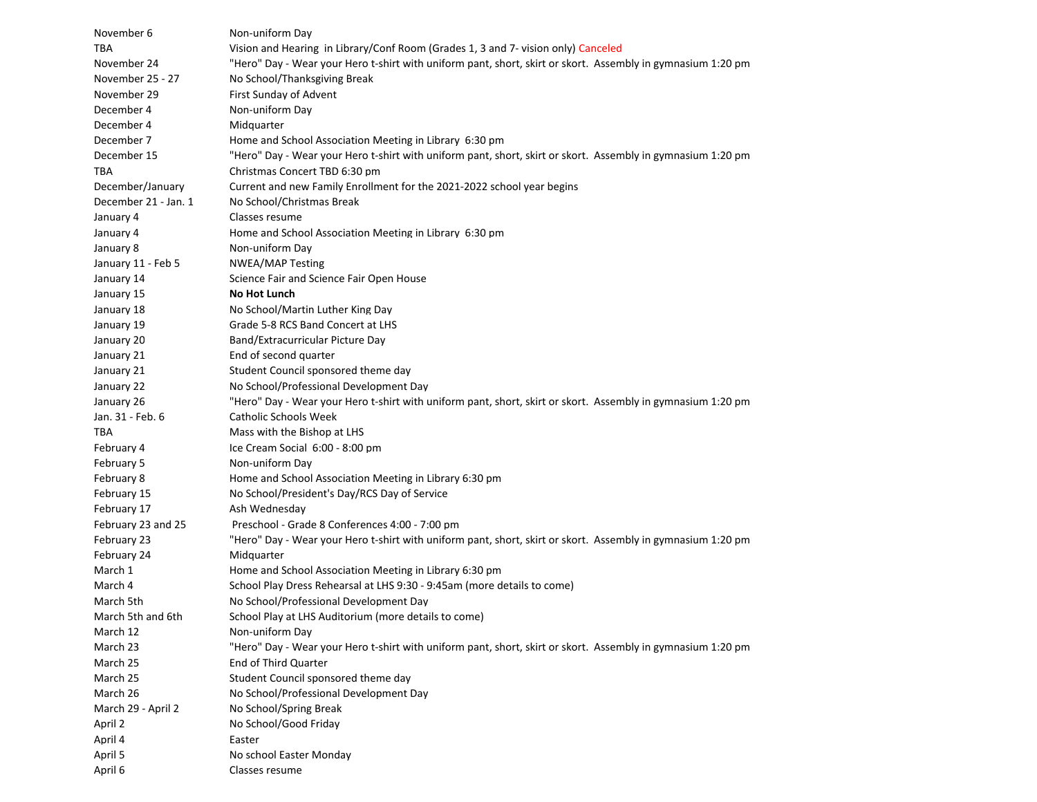| | |
|---|---|
| November 6 | Non-uniform Day |
| TBA | Vision and Hearing in Library/Conf Room (Grades 1, 3 and 7- vision only) Canceled |
| November 24 | "Hero" Day - Wear your Hero t-shirt with uniform pant, short, skirt or skort. Assembly in gymnasium 1:20 pm |
| November 25 - 27 | No School/Thanksgiving Break |
| November 29 | First Sunday of Advent |
| December 4 | Non-uniform Day |
| December 4 | Midquarter |
| December 7 | Home and School Association Meeting in Library 6:30 pm |
| December 15 | "Hero" Day - Wear your Hero t-shirt with uniform pant, short, skirt or skort. Assembly in gymnasium 1:20 pm |
| TBA | Christmas Concert TBD 6:30 pm |
| December/January | Current and new Family Enrollment for the 2021-2022 school year begins |
| December 21 - Jan. 1 | No School/Christmas Break |
| January 4 | Classes resume |
| January 4 | Home and School Association Meeting in Library 6:30 pm |
| January 8 | Non-uniform Day |
| January 11 - Feb 5 | NWEA/MAP Testing |
| January 14 | Science Fair and Science Fair Open House |
| January 15 | **No Hot Lunch** |
| January 18 | No School/Martin Luther King Day |
| January 19 | Grade 5-8 RCS Band Concert at LHS |
| January 20 | Band/Extracurricular Picture Day |
| January 21 | End of second quarter |
| January 21 | Student Council sponsored theme day |
| January 22 | No School/Professional Development Day |
| January 26 | "Hero" Day - Wear your Hero t-shirt with uniform pant, short, skirt or skort. Assembly in gymnasium 1:20 pm |
| Jan. 31 - Feb. 6 | Catholic Schools Week |
| TBA | Mass with the Bishop at LHS |
| February 4 | Ice Cream Social 6:00 - 8:00 pm |
| February 5 | Non-uniform Day |
| February 8 | Home and School Association Meeting in Library 6:30 pm |
| February 15 | No School/President's Day/RCS Day of Service |
| February 17 | Ash Wednesday |
| February 23 and 25 | Preschool - Grade 8 Conferences 4:00 - 7:00 pm |
| February 23 | "Hero" Day - Wear your Hero t-shirt with uniform pant, short, skirt or skort. Assembly in gymnasium 1:20 pm |
| February 24 | Midquarter |
| March 1 | Home and School Association Meeting in Library 6:30 pm |
| March 4 | School Play Dress Rehearsal at LHS 9:30 - 9:45am (more details to come) |
| March 5th | No School/Professional Development Day |
| March 5th and 6th | School Play at LHS Auditorium (more details to come) |
| March 12 | Non-uniform Day |
| March 23 | "Hero" Day - Wear your Hero t-shirt with uniform pant, short, skirt or skort. Assembly in gymnasium 1:20 pm |
| March 25 | End of Third Quarter |
| March 25 | Student Council sponsored theme day |
| March 26 | No School/Professional Development Day |
| March 29 - April 2 | No School/Spring Break |
| April 2 | No School/Good Friday |
| April 4 | Easter |
| April 5 | No school Easter Monday |
| April 6 | Classes resume |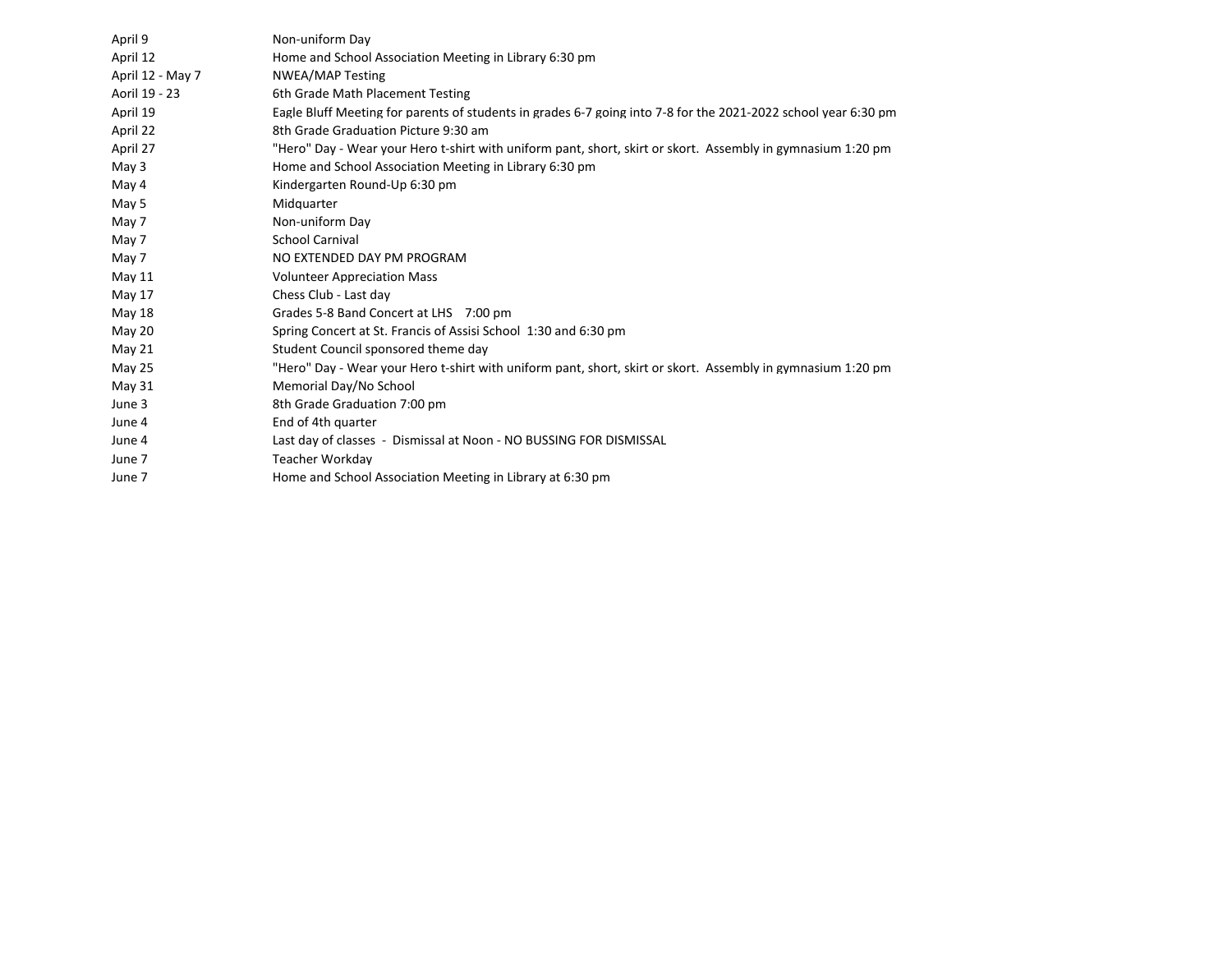| | |
|---|---|
| April 9 | Non-uniform Day |
| April 12 | Home and School Association Meeting in Library 6:30 pm |
| April 12 - May 7 | NWEA/MAP Testing |
| Aoril 19 - 23 | 6th Grade Math Placement Testing |
| April 19 | Eagle Bluff Meeting for parents of students in grades 6-7 going into 7-8 for the 2021-2022 school year 6:30 pm |
| April 22 | 8th Grade Graduation Picture 9:30 am |
| April 27 | "Hero" Day - Wear your Hero t-shirt with uniform pant, short, skirt or skort. Assembly in gymnasium 1:20 pm |
| May 3 | Home and School Association Meeting in Library 6:30 pm |
| May 4 | Kindergarten Round-Up 6:30 pm |
| May 5 | Midquarter |
| May 7 | Non-uniform Day |
| May 7 | School Carnival |
| May 7 | NO EXTENDED DAY PM PROGRAM |
| May 11 | Volunteer Appreciation Mass |
| May 17 | Chess Club - Last day |
| May 18 | Grades 5-8 Band Concert at LHS 7:00 pm |
| May 20 | Spring Concert at St. Francis of Assisi School 1:30 and 6:30 pm |
| May 21 | Student Council sponsored theme day |
| May 25 | "Hero" Day - Wear your Hero t-shirt with uniform pant, short, skirt or skort. Assembly in gymnasium 1:20 pm |
| May 31 | Memorial Day/No School |
| June 3 | 8th Grade Graduation 7:00 pm |
| June 4 | End of 4th quarter |
| June 4 | Last day of classes - Dismissal at Noon - NO BUSSING FOR DISMISSAL |
| June 7 | Teacher Workday |
| June 7 | Home and School Association Meeting in Library at 6:30 pm |